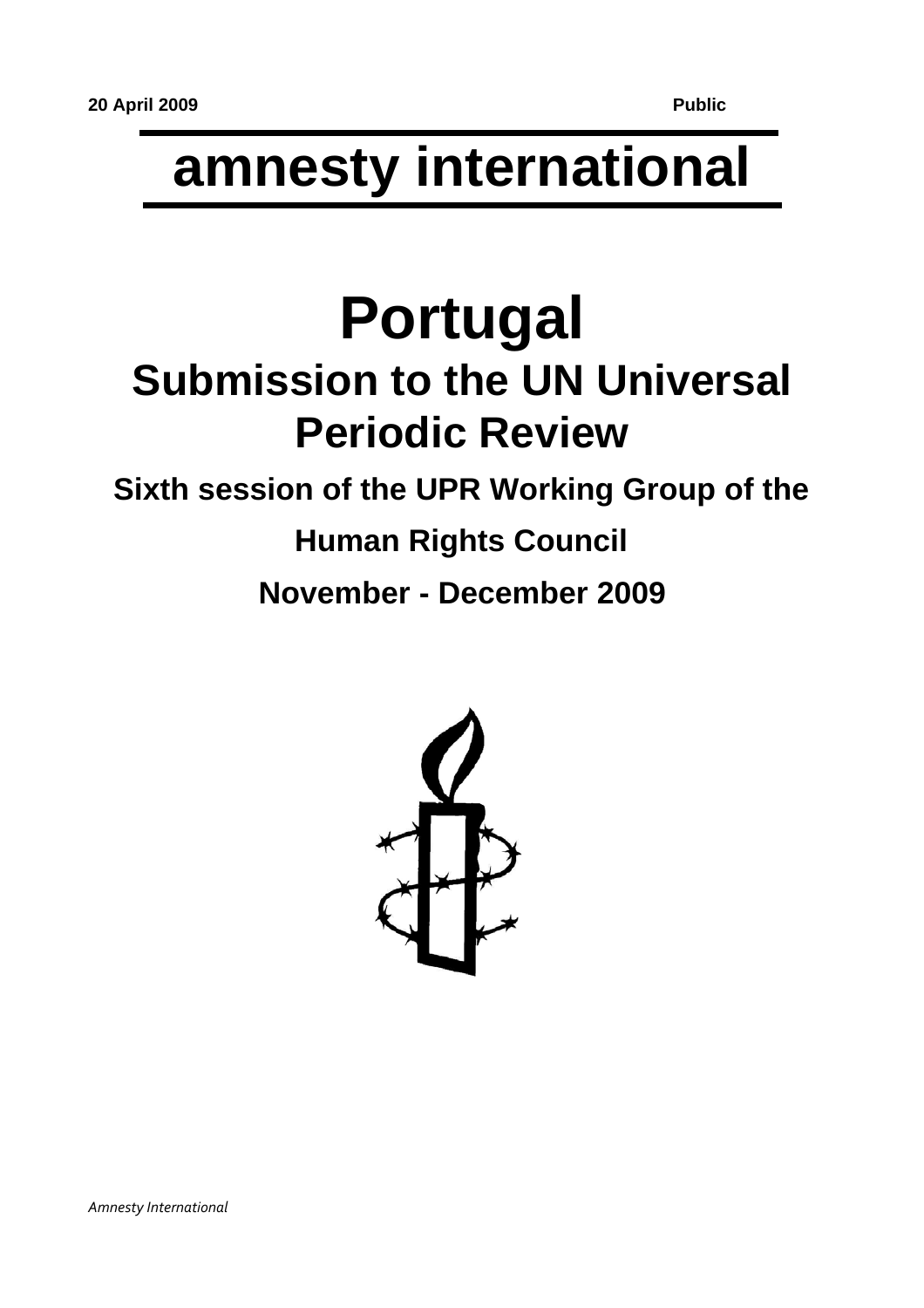**20 April 2009** **Public**

# amnesty international

# Portugal

## Submission to the UN Universal Periodic Review

### Sixth session of the UPR Working Group of the Human Rights Council

### November - December 2009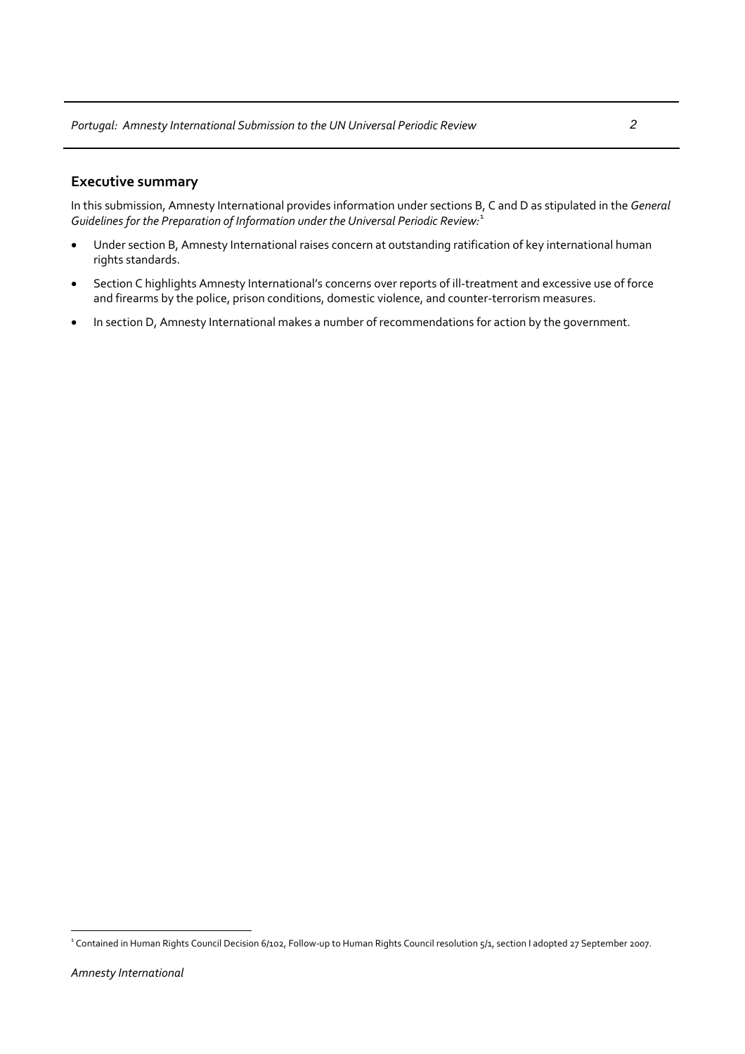## Executive summary

In this submission, Amnesty International provides information under sections B, C and D as stipulated in the *General Guidelines for the Preparation of Information under the Universal Periodic Review:*[1]

- Under section B, Amnesty International raises concern at outstanding ratification of key international human rights standards.
- Section C highlights Amnesty International's concerns over reports of ill-treatment and excessive use of force and firearms by the police, prison conditions, domestic violence, and counter-terrorism measures.
- In section D, Amnesty International makes a number of recommendations for action by the government.

[1] Contained in Human Rights Council Decision 6/102, Follow-up to Human Rights Council resolution 5/1, section I adopted 27 September 2007.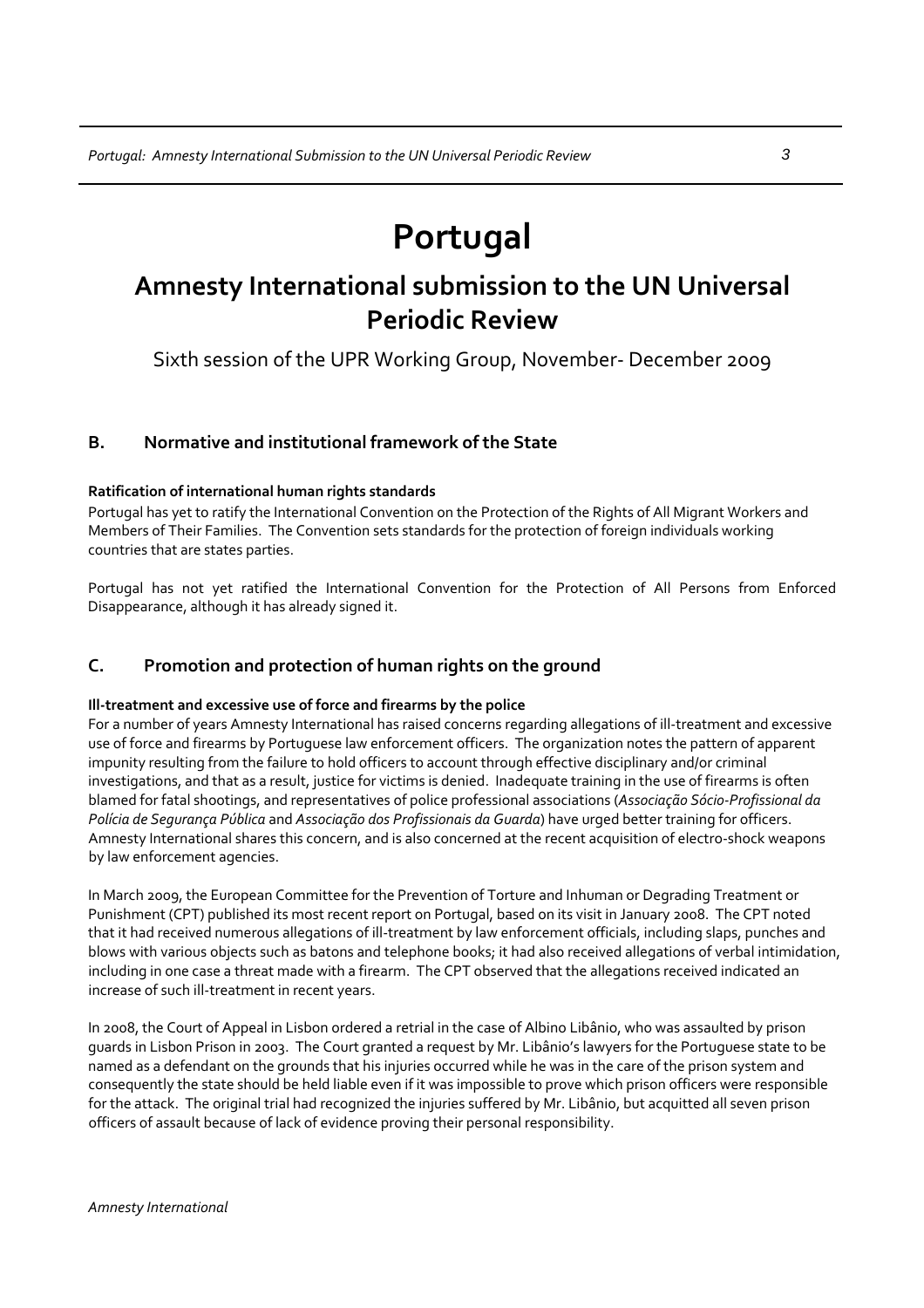# Portugal

## Amnesty International submission to the UN Universal Periodic Review

Sixth session of the UPR Working Group, November- December 2009

### B. Normative and institutional framework of the State

**Ratification of international human rights standards**

Portugal has yet to ratify the International Convention on the Protection of the Rights of All Migrant Workers and Members of Their Families. The Convention sets standards for the protection of foreign individuals working countries that are states parties.

Portugal has not yet ratified the International Convention for the Protection of All Persons from Enforced Disappearance, although it has already signed it.

### C. Promotion and protection of human rights on the ground

**Ill-treatment and excessive use of force and firearms by the police**

For a number of years Amnesty International has raised concerns regarding allegations of ill-treatment and excessive use of force and firearms by Portuguese law enforcement officers. The organization notes the pattern of apparent impunity resulting from the failure to hold officers to account through effective disciplinary and/or criminal investigations, and that as a result, justice for victims is denied. Inadequate training in the use of firearms is often blamed for fatal shootings, and representatives of police professional associations (*Associação Sócio-Profissional da Polícia de Segurança Pública* and *Associação dos Profissionais da Guarda*) have urged better training for officers. Amnesty International shares this concern, and is also concerned at the recent acquisition of electro-shock weapons by law enforcement agencies.

In March 2009, the European Committee for the Prevention of Torture and Inhuman or Degrading Treatment or Punishment (CPT) published its most recent report on Portugal, based on its visit in January 2008. The CPT noted that it had received numerous allegations of ill-treatment by law enforcement officials, including slaps, punches and blows with various objects such as batons and telephone books; it had also received allegations of verbal intimidation, including in one case a threat made with a firearm. The CPT observed that the allegations received indicated an increase of such ill-treatment in recent years.

In 2008, the Court of Appeal in Lisbon ordered a retrial in the case of Albino Libânio, who was assaulted by prison guards in Lisbon Prison in 2003. The Court granted a request by Mr. Libânio's lawyers for the Portuguese state to be named as a defendant on the grounds that his injuries occurred while he was in the care of the prison system and consequently the state should be held liable even if it was impossible to prove which prison officers were responsible for the attack. The original trial had recognized the injuries suffered by Mr. Libânio, but acquitted all seven prison officers of assault because of lack of evidence proving their personal responsibility.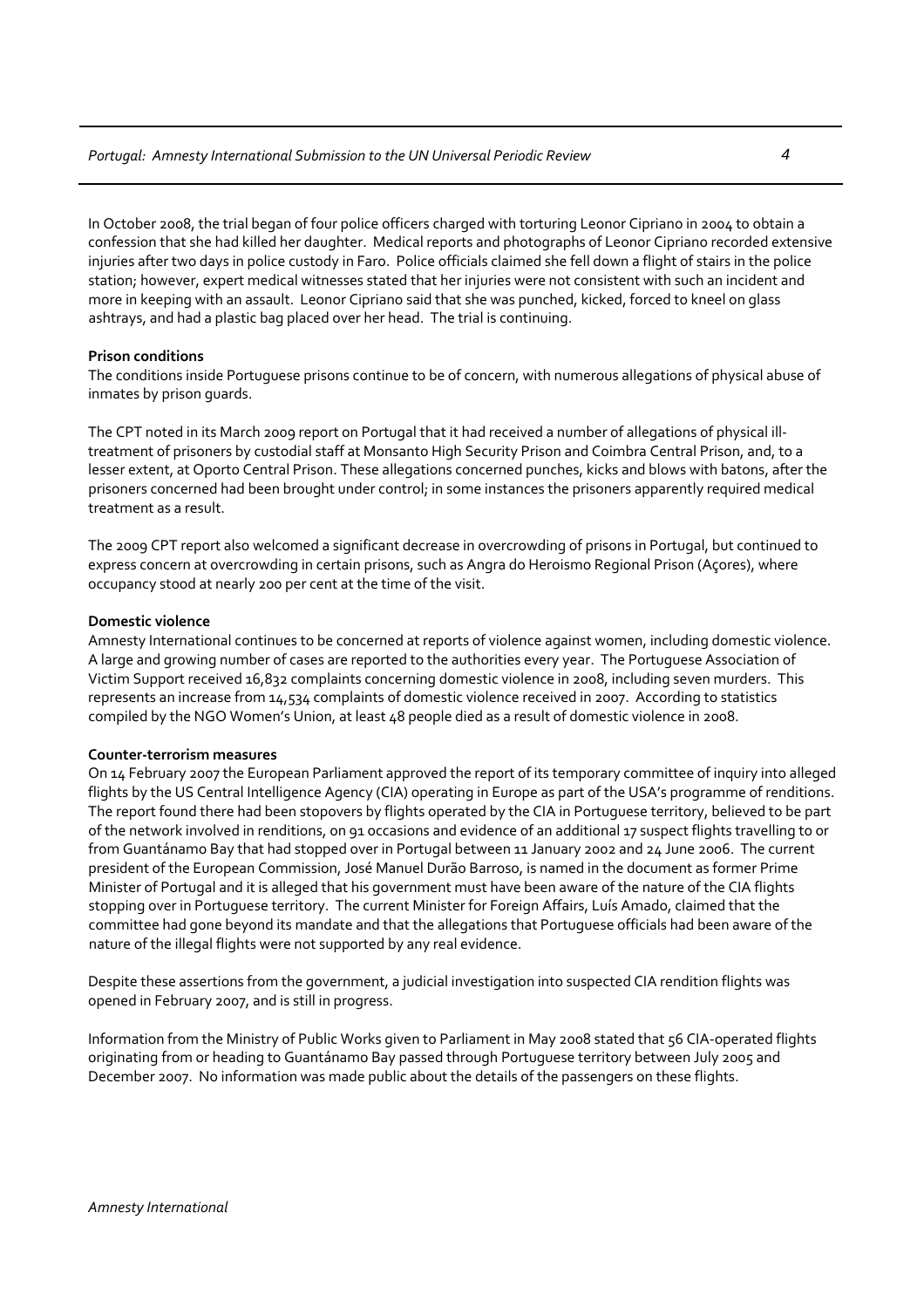In October 2008, the trial began of four police officers charged with torturing Leonor Cipriano in 2004 to obtain a confession that she had killed her daughter. Medical reports and photographs of Leonor Cipriano recorded extensive injuries after two days in police custody in Faro. Police officials claimed she fell down a flight of stairs in the police station; however, expert medical witnesses stated that her injuries were not consistent with such an incident and more in keeping with an assault. Leonor Cipriano said that she was punched, kicked, forced to kneel on glass ashtrays, and had a plastic bag placed over her head. The trial is continuing.

**Prison conditions**

The conditions inside Portuguese prisons continue to be of concern, with numerous allegations of physical abuse of inmates by prison guards.

The CPT noted in its March 2009 report on Portugal that it had received a number of allegations of physical ill-treatment of prisoners by custodial staff at Monsanto High Security Prison and Coimbra Central Prison, and, to a lesser extent, at Oporto Central Prison. These allegations concerned punches, kicks and blows with batons, after the prisoners concerned had been brought under control; in some instances the prisoners apparently required medical treatment as a result.

The 2009 CPT report also welcomed a significant decrease in overcrowding of prisons in Portugal, but continued to express concern at overcrowding in certain prisons, such as Angra do Heroismo Regional Prison (Açores), where occupancy stood at nearly 200 per cent at the time of the visit.

**Domestic violence**

Amnesty International continues to be concerned at reports of violence against women, including domestic violence. A large and growing number of cases are reported to the authorities every year. The Portuguese Association of Victim Support received 16,832 complaints concerning domestic violence in 2008, including seven murders. This represents an increase from 14,534 complaints of domestic violence received in 2007. According to statistics compiled by the NGO Women's Union, at least 48 people died as a result of domestic violence in 2008.

**Counter-terrorism measures**

On 14 February 2007 the European Parliament approved the report of its temporary committee of inquiry into alleged flights by the US Central Intelligence Agency (CIA) operating in Europe as part of the USA's programme of renditions. The report found there had been stopovers by flights operated by the CIA in Portuguese territory, believed to be part of the network involved in renditions, on 91 occasions and evidence of an additional 17 suspect flights travelling to or from Guantánamo Bay that had stopped over in Portugal between 11 January 2002 and 24 June 2006. The current president of the European Commission, José Manuel Durão Barroso, is named in the document as former Prime Minister of Portugal and it is alleged that his government must have been aware of the nature of the CIA flights stopping over in Portuguese territory. The current Minister for Foreign Affairs, Luís Amado, claimed that the committee had gone beyond its mandate and that the allegations that Portuguese officials had been aware of the nature of the illegal flights were not supported by any real evidence.

Despite these assertions from the government, a judicial investigation into suspected CIA rendition flights was opened in February 2007, and is still in progress.

Information from the Ministry of Public Works given to Parliament in May 2008 stated that 56 CIA-operated flights originating from or heading to Guantánamo Bay passed through Portuguese territory between July 2005 and December 2007. No information was made public about the details of the passengers on these flights.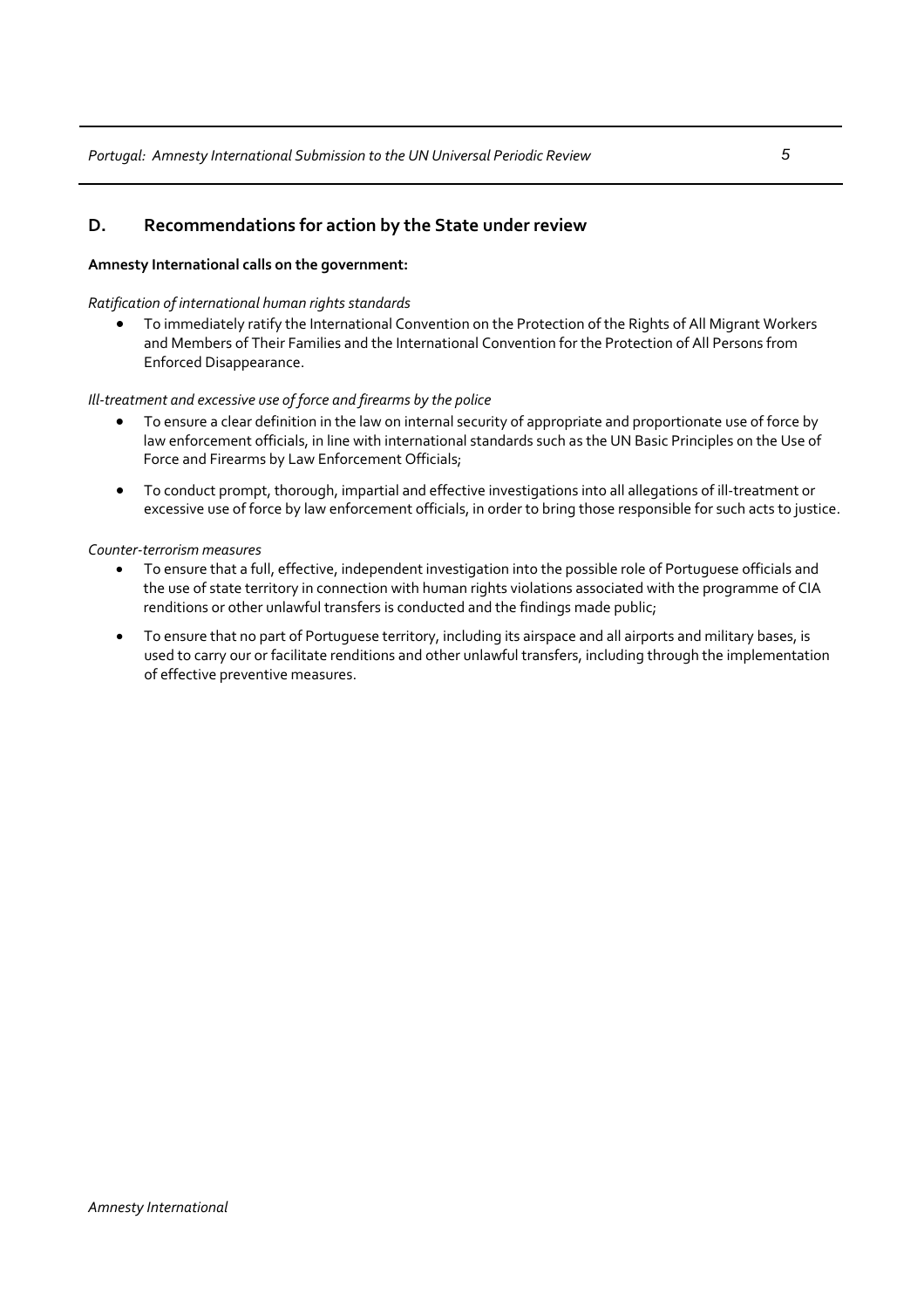## D. Recommendations for action by the State under review

**Amnesty International calls on the government:**

*Ratification of international human rights standards*

- To immediately ratify the International Convention on the Protection of the Rights of All Migrant Workers and Members of Their Families and the International Convention for the Protection of All Persons from Enforced Disappearance.

*Ill-treatment and excessive use of force and firearms by the police*

- To ensure a clear definition in the law on internal security of appropriate and proportionate use of force by law enforcement officials, in line with international standards such as the UN Basic Principles on the Use of Force and Firearms by Law Enforcement Officials;
- To conduct prompt, thorough, impartial and effective investigations into all allegations of ill-treatment or excessive use of force by law enforcement officials, in order to bring those responsible for such acts to justice.

*Counter-terrorism measures*

- To ensure that a full, effective, independent investigation into the possible role of Portuguese officials and the use of state territory in connection with human rights violations associated with the programme of CIA renditions or other unlawful transfers is conducted and the findings made public;
- To ensure that no part of Portuguese territory, including its airspace and all airports and military bases, is used to carry our or facilitate renditions and other unlawful transfers, including through the implementation of effective preventive measures.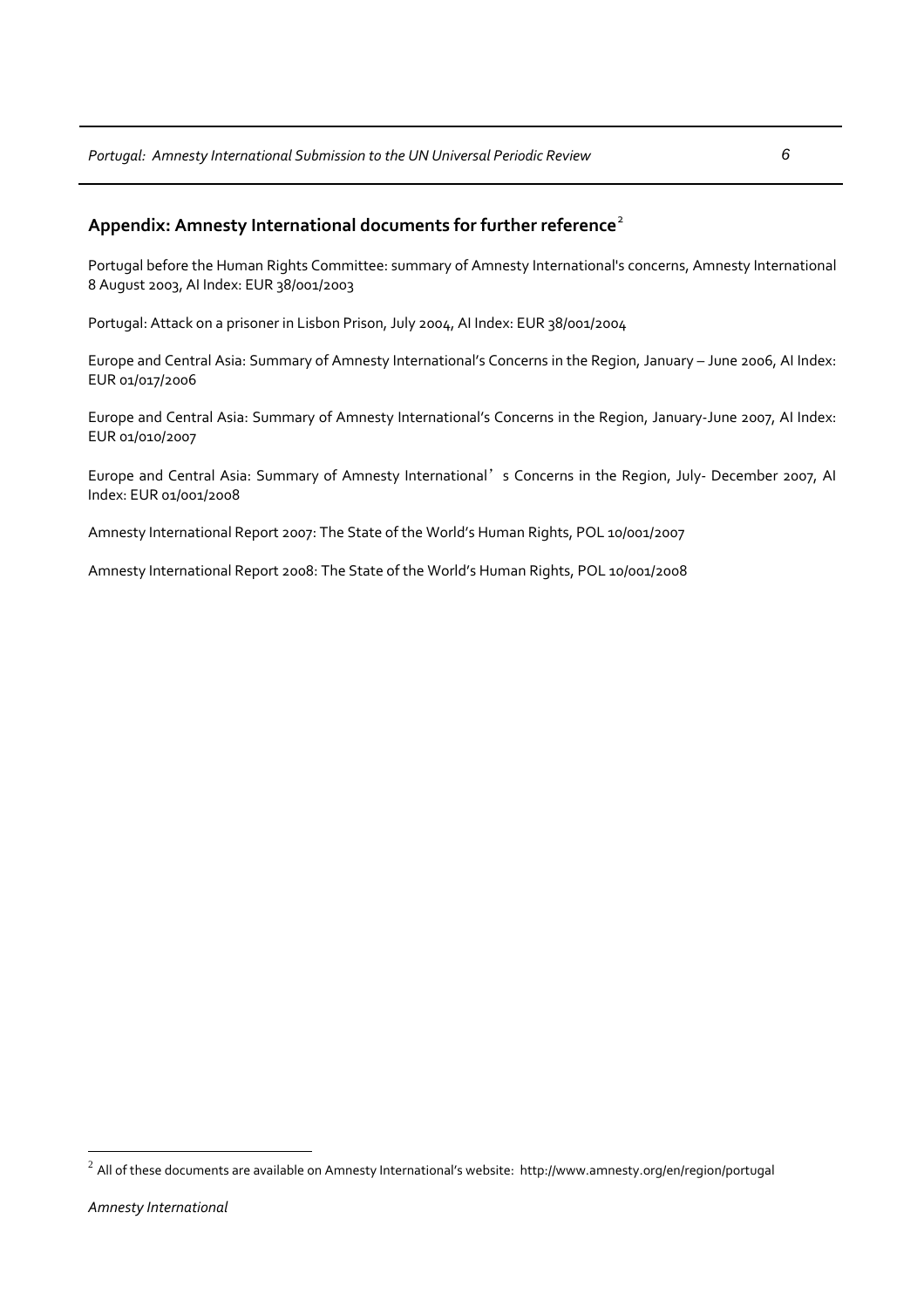## Appendix: Amnesty International documents for further reference[2]

Portugal before the Human Rights Committee: summary of Amnesty International's concerns, Amnesty International 8 August 2003, AI Index: EUR 38/001/2003

Portugal: Attack on a prisoner in Lisbon Prison, July 2004, AI Index: EUR 38/001/2004

Europe and Central Asia: Summary of Amnesty International's Concerns in the Region, January – June 2006, AI Index: EUR 01/017/2006

Europe and Central Asia: Summary of Amnesty International's Concerns in the Region, January-June 2007, AI Index: EUR 01/010/2007

Europe and Central Asia: Summary of Amnesty International's Concerns in the Region, July- December 2007, AI Index: EUR 01/001/2008

Amnesty International Report 2007: The State of the World's Human Rights, POL 10/001/2007

Amnesty International Report 2008: The State of the World's Human Rights, POL 10/001/2008

[2] All of these documents are available on Amnesty International's website: http://www.amnesty.org/en/region/portugal